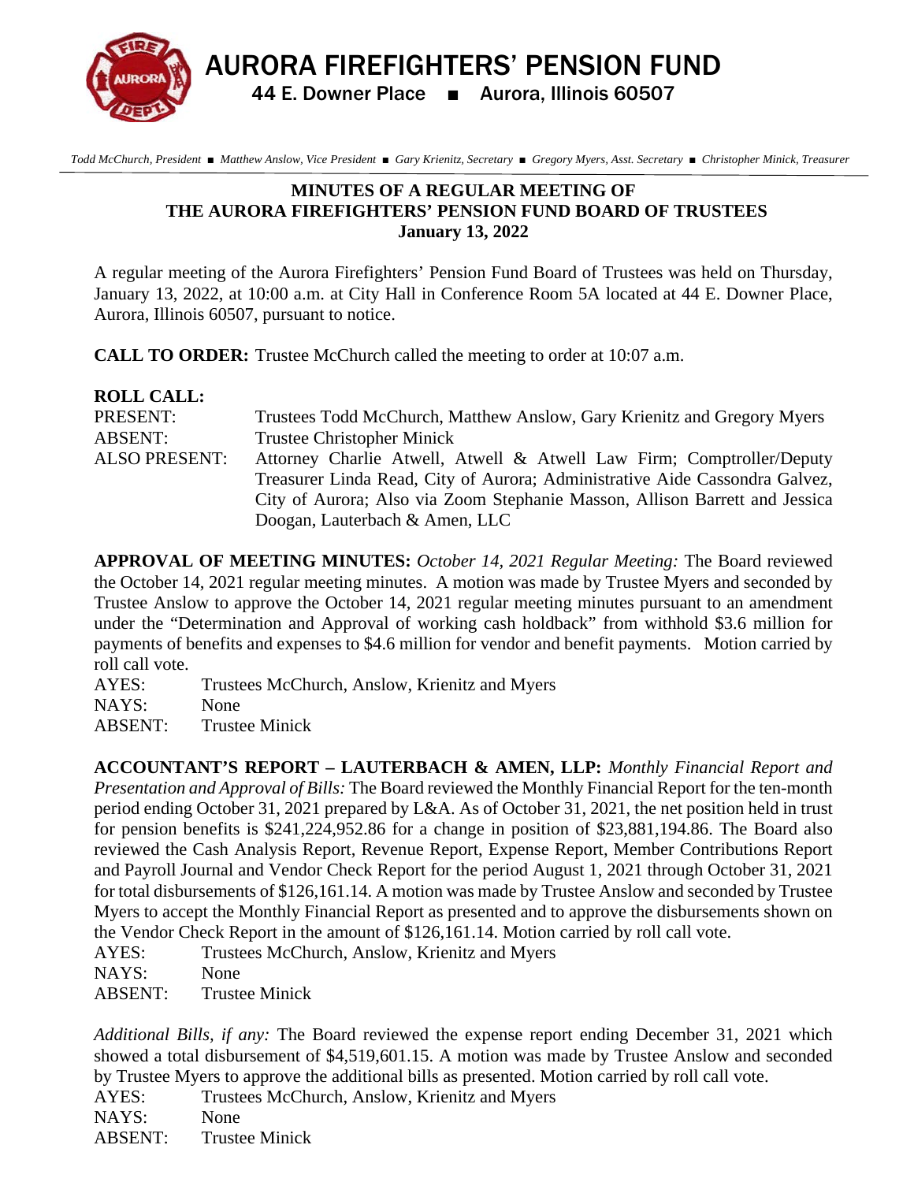# AURORA FIREFIGHTERS' PENSION FUND

44 E. Downer Place ■ Aurora, Illinois 60507

*Todd McChurch, President ■ Matthew Anslow, Vice President ■ Gary Krienitz, Secretary ■ Gregory Myers, Asst. Secretary ■ Christopher Minick, Treasurer*

## MINUTES OF A REGULAR MEETING OF THE AURORA FIREFIGHTERS' PENSION FUND BOARD OF TRUSTEES
**January 13, 2022**

A regular meeting of the Aurora Firefighters' Pension Fund Board of Trustees was held on Thursday, January 13, 2022, at 10:00 a.m. at City Hall in Conference Room 5A located at 44 E. Downer Place, Aurora, Illinois 60507, pursuant to notice.

**CALL TO ORDER:** Trustee McChurch called the meeting to order at 10:07 a.m.

**ROLL CALL:**

PRESENT: Trustees Todd McChurch, Matthew Anslow, Gary Krienitz and Gregory Myers
ABSENT: Trustee Christopher Minick
ALSO PRESENT: Attorney Charlie Atwell, Atwell & Atwell Law Firm; Comptroller/Deputy Treasurer Linda Read, City of Aurora; Administrative Aide Cassondra Galvez, City of Aurora; Also via Zoom Stephanie Masson, Allison Barrett and Jessica Doogan, Lauterbach & Amen, LLC

**APPROVAL OF MEETING MINUTES:** *October 14, 2021 Regular Meeting:* The Board reviewed the October 14, 2021 regular meeting minutes. A motion was made by Trustee Myers and seconded by Trustee Anslow to approve the October 14, 2021 regular meeting minutes pursuant to an amendment under the "Determination and Approval of working cash holdback" from withhold $3.6 million for payments of benefits and expenses to $4.6 million for vendor and benefit payments. Motion carried by roll call vote.

AYES: Trustees McChurch, Anslow, Krienitz and Myers
NAYS: None
ABSENT: Trustee Minick

**ACCOUNTANT'S REPORT – LAUTERBACH & AMEN, LLP:** *Monthly Financial Report and Presentation and Approval of Bills:* The Board reviewed the Monthly Financial Report for the ten-month period ending October 31, 2021 prepared by L&A. As of October 31, 2021, the net position held in trust for pension benefits is $241,224,952.86 for a change in position of $23,881,194.86. The Board also reviewed the Cash Analysis Report, Revenue Report, Expense Report, Member Contributions Report and Payroll Journal and Vendor Check Report for the period August 1, 2021 through October 31, 2021 for total disbursements of $126,161.14. A motion was made by Trustee Anslow and seconded by Trustee Myers to accept the Monthly Financial Report as presented and to approve the disbursements shown on the Vendor Check Report in the amount of $126,161.14. Motion carried by roll call vote.

AYES: Trustees McChurch, Anslow, Krienitz and Myers
NAYS: None
ABSENT: Trustee Minick

*Additional Bills, if any:* The Board reviewed the expense report ending December 31, 2021 which showed a total disbursement of $4,519,601.15. A motion was made by Trustee Anslow and seconded by Trustee Myers to approve the additional bills as presented. Motion carried by roll call vote.

AYES: Trustees McChurch, Anslow, Krienitz and Myers
NAYS: None
ABSENT: Trustee Minick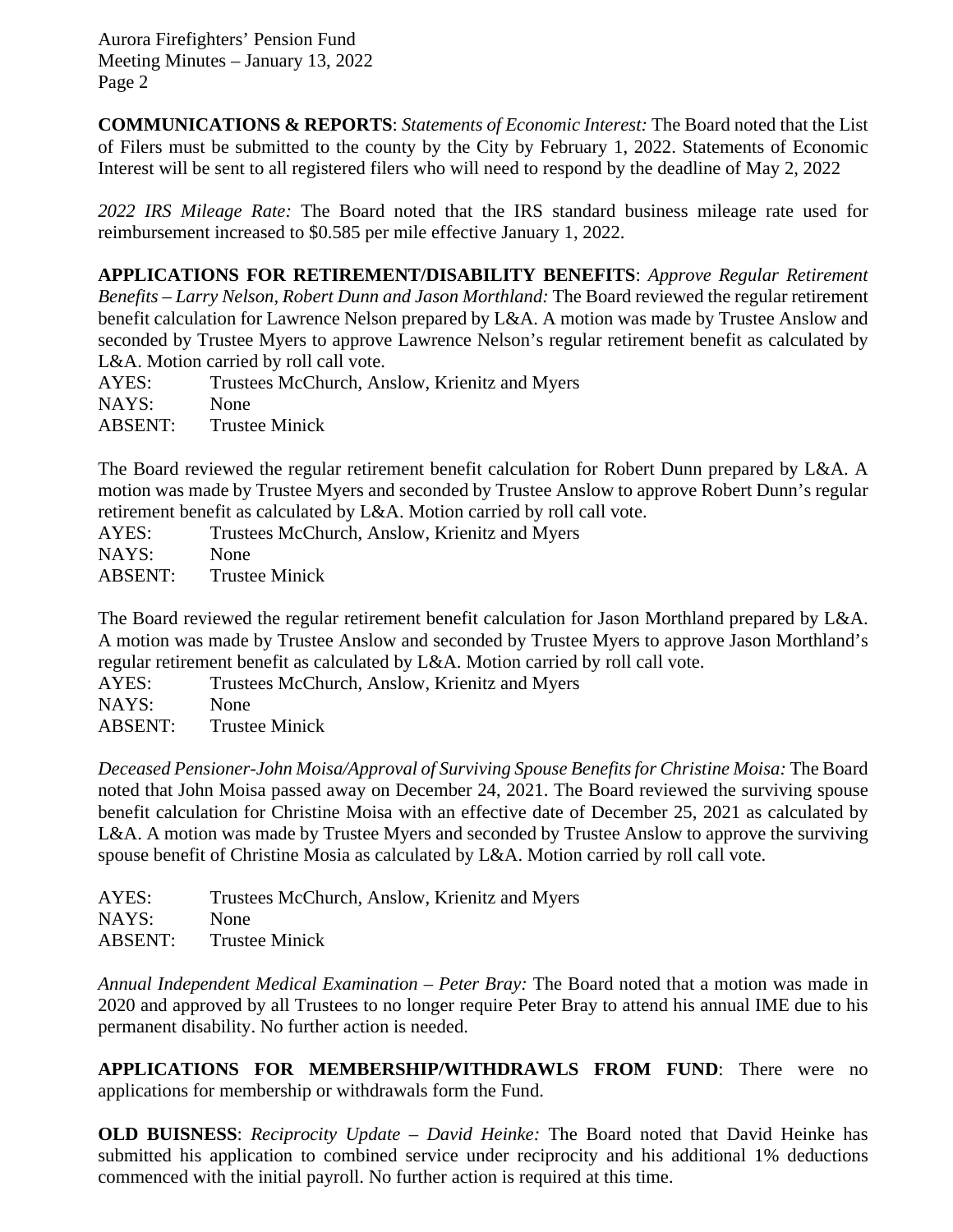**COMMUNICATIONS & REPORTS**: *Statements of Economic Interest:* The Board noted that the List of Filers must be submitted to the county by the City by February 1, 2022. Statements of Economic Interest will be sent to all registered filers who will need to respond by the deadline of May 2, 2022

*2022 IRS Mileage Rate:* The Board noted that the IRS standard business mileage rate used for reimbursement increased to $0.585 per mile effective January 1, 2022.

**APPLICATIONS FOR RETIREMENT/DISABILITY BENEFITS**: *Approve Regular Retirement Benefits – Larry Nelson, Robert Dunn and Jason Morthland:* The Board reviewed the regular retirement benefit calculation for Lawrence Nelson prepared by L&A. A motion was made by Trustee Anslow and seconded by Trustee Myers to approve Lawrence Nelson's regular retirement benefit as calculated by L&A. Motion carried by roll call vote.

AYES: Trustees McChurch, Anslow, Krienitz and Myers
NAYS: None
ABSENT: Trustee Minick

The Board reviewed the regular retirement benefit calculation for Robert Dunn prepared by L&A. A motion was made by Trustee Myers and seconded by Trustee Anslow to approve Robert Dunn's regular retirement benefit as calculated by L&A. Motion carried by roll call vote.

AYES: Trustees McChurch, Anslow, Krienitz and Myers
NAYS: None
ABSENT: Trustee Minick

The Board reviewed the regular retirement benefit calculation for Jason Morthland prepared by L&A. A motion was made by Trustee Anslow and seconded by Trustee Myers to approve Jason Morthland's regular retirement benefit as calculated by L&A. Motion carried by roll call vote.

AYES: Trustees McChurch, Anslow, Krienitz and Myers
NAYS: None
ABSENT: Trustee Minick

*Deceased Pensioner-John Moisa/Approval of Surviving Spouse Benefits for Christine Moisa:* The Board noted that John Moisa passed away on December 24, 2021. The Board reviewed the surviving spouse benefit calculation for Christine Moisa with an effective date of December 25, 2021 as calculated by L&A. A motion was made by Trustee Myers and seconded by Trustee Anslow to approve the surviving spouse benefit of Christine Mosia as calculated by L&A. Motion carried by roll call vote.

AYES: Trustees McChurch, Anslow, Krienitz and Myers
NAYS: None
ABSENT: Trustee Minick

*Annual Independent Medical Examination – Peter Bray:* The Board noted that a motion was made in 2020 and approved by all Trustees to no longer require Peter Bray to attend his annual IME due to his permanent disability. No further action is needed.

**APPLICATIONS FOR MEMBERSHIP/WITHDRAWLS FROM FUND**: There were no applications for membership or withdrawals form the Fund.

**OLD BUISNESS**: *Reciprocity Update – David Heinke:* The Board noted that David Heinke has submitted his application to combined service under reciprocity and his additional 1% deductions commenced with the initial payroll. No further action is required at this time.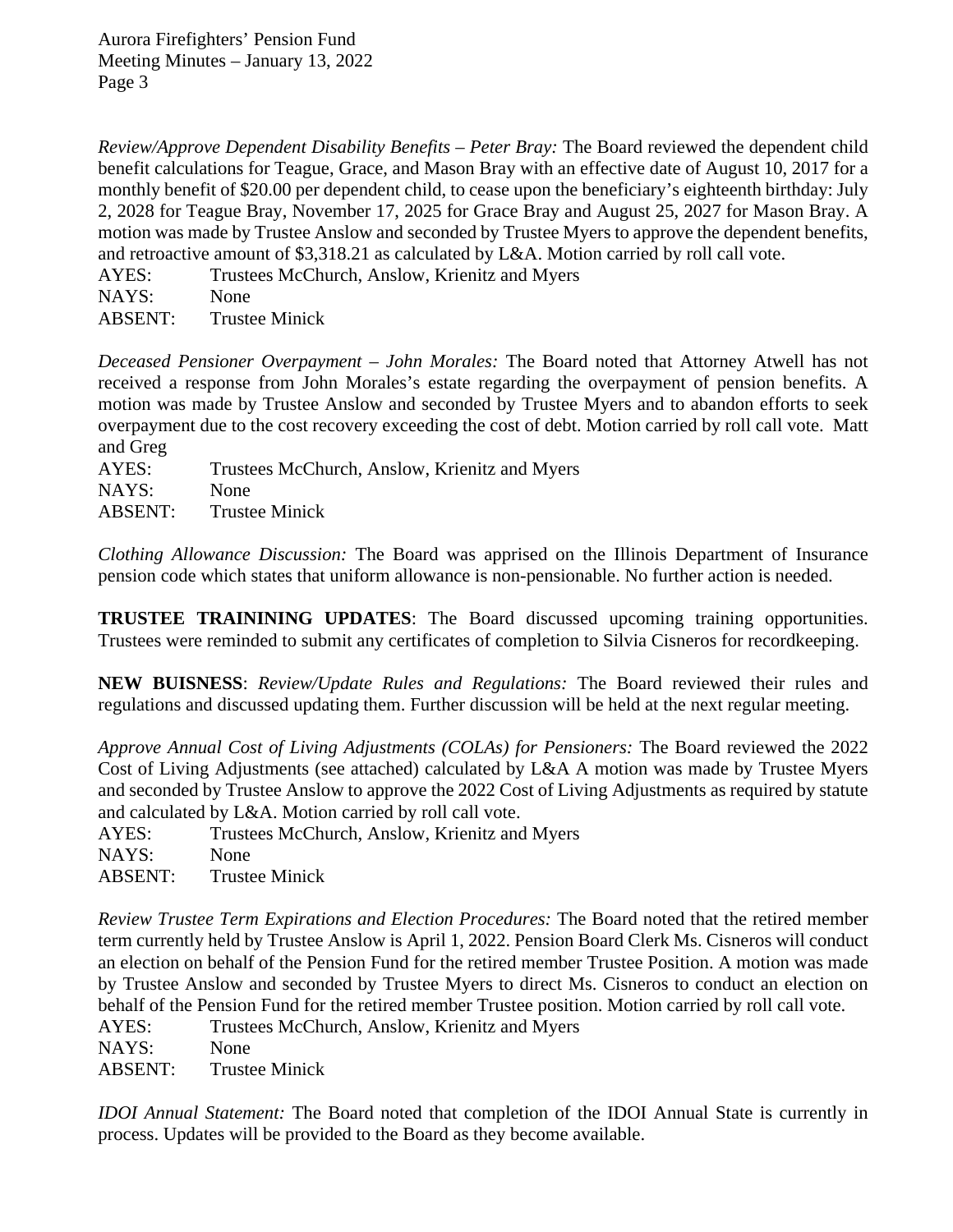*Review/Approve Dependent Disability Benefits – Peter Bray:* The Board reviewed the dependent child benefit calculations for Teague, Grace, and Mason Bray with an effective date of August 10, 2017 for a monthly benefit of $20.00 per dependent child, to cease upon the beneficiary's eighteenth birthday: July 2, 2028 for Teague Bray, November 17, 2025 for Grace Bray and August 25, 2027 for Mason Bray. A motion was made by Trustee Anslow and seconded by Trustee Myers to approve the dependent benefits, and retroactive amount of $3,318.21 as calculated by L&A. Motion carried by roll call vote.

AYES: Trustees McChurch, Anslow, Krienitz and Myers
NAYS: None
ABSENT: Trustee Minick

*Deceased Pensioner Overpayment – John Morales:* The Board noted that Attorney Atwell has not received a response from John Morales's estate regarding the overpayment of pension benefits. A motion was made by Trustee Anslow and seconded by Trustee Myers and to abandon efforts to seek overpayment due to the cost recovery exceeding the cost of debt. Motion carried by roll call vote. Matt and Greg

AYES: Trustees McChurch, Anslow, Krienitz and Myers
NAYS: None
ABSENT: Trustee Minick

*Clothing Allowance Discussion:* The Board was apprised on the Illinois Department of Insurance pension code which states that uniform allowance is non-pensionable. No further action is needed.

**TRUSTEE TRAININING UPDATES**: The Board discussed upcoming training opportunities. Trustees were reminded to submit any certificates of completion to Silvia Cisneros for recordkeeping.

**NEW BUISNESS**: *Review/Update Rules and Regulations:* The Board reviewed their rules and regulations and discussed updating them. Further discussion will be held at the next regular meeting.

*Approve Annual Cost of Living Adjustments (COLAs) for Pensioners:* The Board reviewed the 2022 Cost of Living Adjustments (see attached) calculated by L&A A motion was made by Trustee Myers and seconded by Trustee Anslow to approve the 2022 Cost of Living Adjustments as required by statute and calculated by L&A. Motion carried by roll call vote.

AYES: Trustees McChurch, Anslow, Krienitz and Myers
NAYS: None
ABSENT: Trustee Minick

*Review Trustee Term Expirations and Election Procedures:* The Board noted that the retired member term currently held by Trustee Anslow is April 1, 2022. Pension Board Clerk Ms. Cisneros will conduct an election on behalf of the Pension Fund for the retired member Trustee Position. A motion was made by Trustee Anslow and seconded by Trustee Myers to direct Ms. Cisneros to conduct an election on behalf of the Pension Fund for the retired member Trustee position. Motion carried by roll call vote.

AYES: Trustees McChurch, Anslow, Krienitz and Myers
NAYS: None
ABSENT: Trustee Minick

*IDOI Annual Statement:* The Board noted that completion of the IDOI Annual State is currently in process. Updates will be provided to the Board as they become available.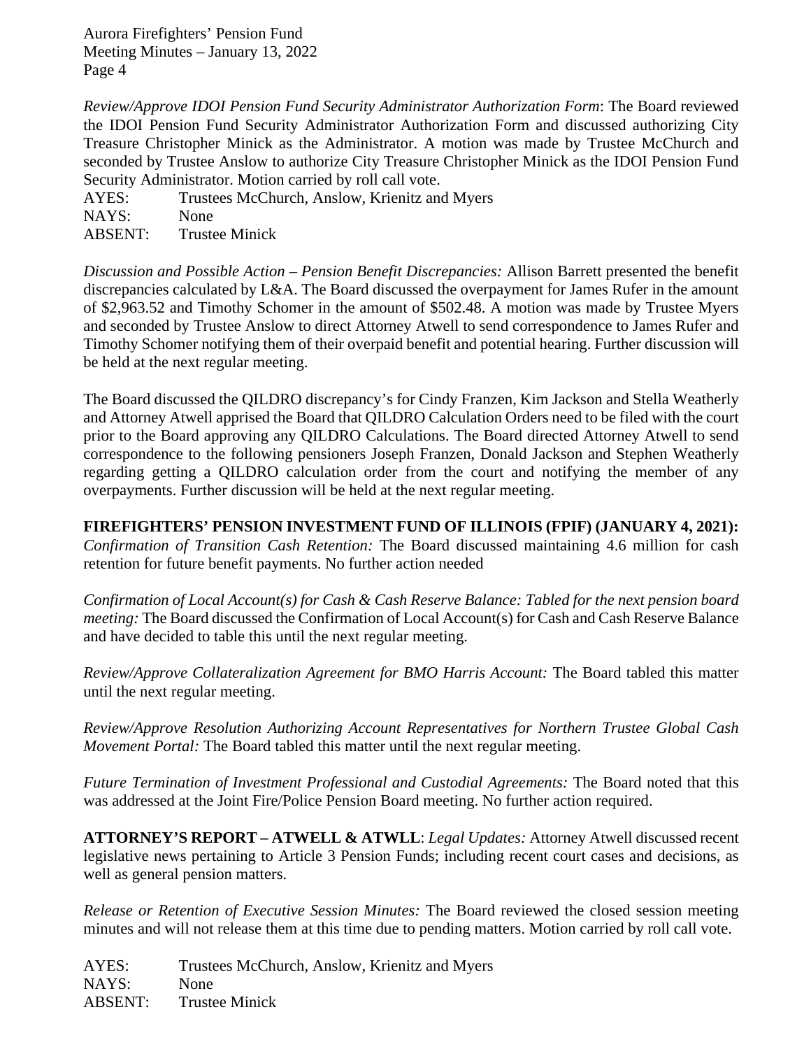*Review/Approve IDOI Pension Fund Security Administrator Authorization Form*: The Board reviewed the IDOI Pension Fund Security Administrator Authorization Form and discussed authorizing City Treasure Christopher Minick as the Administrator. A motion was made by Trustee McChurch and seconded by Trustee Anslow to authorize City Treasure Christopher Minick as the IDOI Pension Fund Security Administrator. Motion carried by roll call vote.

AYES: Trustees McChurch, Anslow, Krienitz and Myers
NAYS: None
ABSENT: Trustee Minick

*Discussion and Possible Action – Pension Benefit Discrepancies:* Allison Barrett presented the benefit discrepancies calculated by L&A. The Board discussed the overpayment for James Rufer in the amount of $2,963.52 and Timothy Schomer in the amount of $502.48. A motion was made by Trustee Myers and seconded by Trustee Anslow to direct Attorney Atwell to send correspondence to James Rufer and Timothy Schomer notifying them of their overpaid benefit and potential hearing. Further discussion will be held at the next regular meeting.

The Board discussed the QILDRO discrepancy's for Cindy Franzen, Kim Jackson and Stella Weatherly and Attorney Atwell apprised the Board that QILDRO Calculation Orders need to be filed with the court prior to the Board approving any QILDRO Calculations. The Board directed Attorney Atwell to send correspondence to the following pensioners Joseph Franzen, Donald Jackson and Stephen Weatherly regarding getting a QILDRO calculation order from the court and notifying the member of any overpayments. Further discussion will be held at the next regular meeting.

**FIREFIGHTERS' PENSION INVESTMENT FUND OF ILLINOIS (FPIF) (JANUARY 4, 2021):** *Confirmation of Transition Cash Retention:* The Board discussed maintaining 4.6 million for cash retention for future benefit payments. No further action needed

*Confirmation of Local Account(s) for Cash & Cash Reserve Balance: Tabled for the next pension board meeting:* The Board discussed the Confirmation of Local Account(s) for Cash and Cash Reserve Balance and have decided to table this until the next regular meeting.

*Review/Approve Collateralization Agreement for BMO Harris Account:* The Board tabled this matter until the next regular meeting.

*Review/Approve Resolution Authorizing Account Representatives for Northern Trustee Global Cash Movement Portal:* The Board tabled this matter until the next regular meeting.

*Future Termination of Investment Professional and Custodial Agreements:* The Board noted that this was addressed at the Joint Fire/Police Pension Board meeting. No further action required.

**ATTORNEY'S REPORT – ATWELL & ATWLL**: *Legal Updates:* Attorney Atwell discussed recent legislative news pertaining to Article 3 Pension Funds; including recent court cases and decisions, as well as general pension matters.

*Release or Retention of Executive Session Minutes:* The Board reviewed the closed session meeting minutes and will not release them at this time due to pending matters. Motion carried by roll call vote.

AYES: Trustees McChurch, Anslow, Krienitz and Myers
NAYS: None
ABSENT: Trustee Minick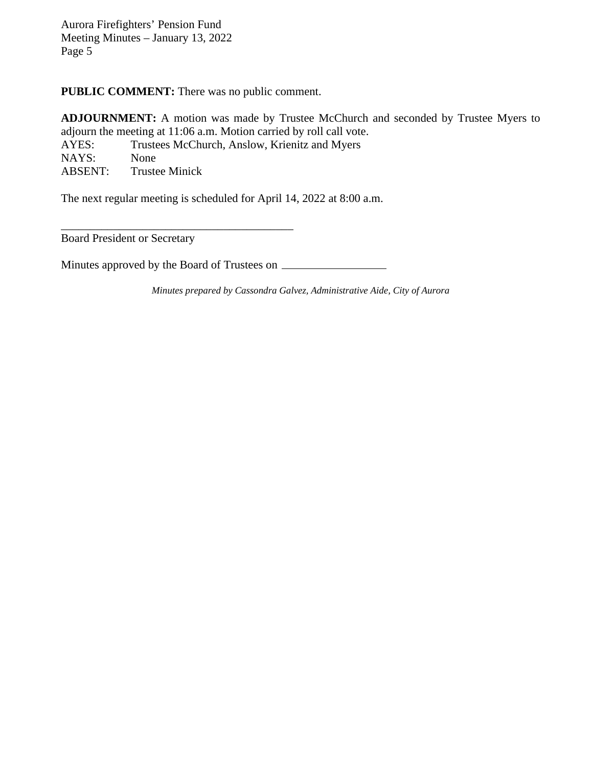**PUBLIC COMMENT:** There was no public comment.

**ADJOURNMENT:** A motion was made by Trustee McChurch and seconded by Trustee Myers to adjourn the meeting at 11:06 a.m. Motion carried by roll call vote.

AYES: Trustees McChurch, Anslow, Krienitz and Myers
NAYS: None
ABSENT: Trustee Minick

The next regular meeting is scheduled for April 14, 2022 at 8:00 a.m.

\_\_\_\_\_\_\_\_\_\_\_\_\_\_\_\_\_\_\_\_\_\_\_\_\_\_\_\_\_\_\_\_\_\_\_\_\_\_\_\_
Board President or Secretary

Minutes approved by the Board of Trustees on \_\_\_\_\_\_\_\_\_\_\_\_\_\_\_\_\_\_

*Minutes prepared by Cassondra Galvez, Administrative Aide, City of Aurora*